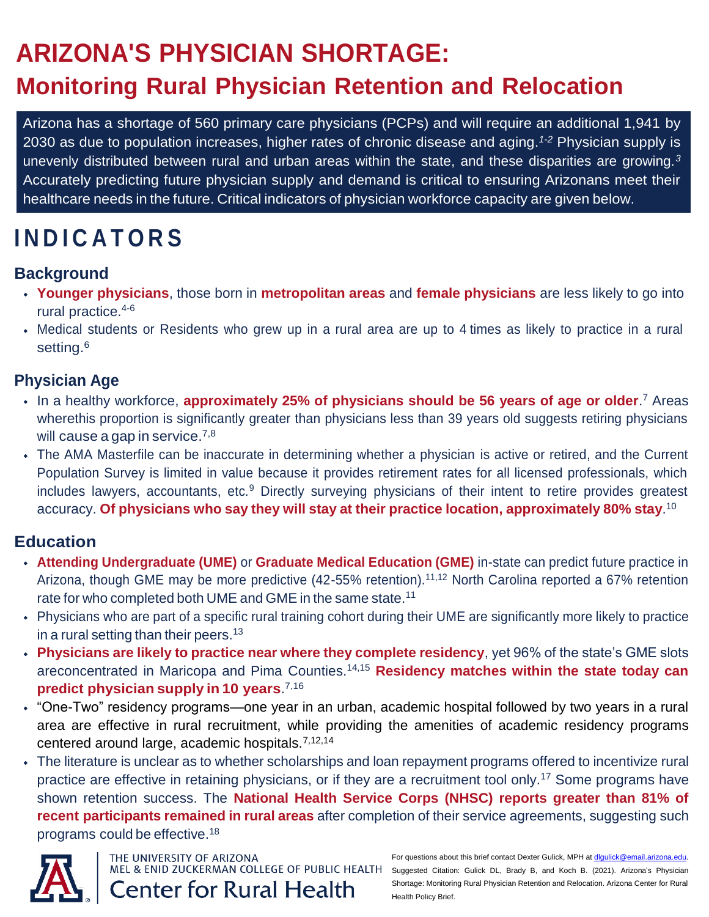# ARIZONA'S PHYSICIAN SHORTAGE:

## Monitoring Rural Physician Retention and Relocation

Arizona has a shortage of 560 primary care physicians (PCPs) and will require an additional 1,941 by 2030 as due to population increases, higher rates of chronic disease and aging.[1-2] Physician supply is unevenly distributed between rural and urban areas within the state, and these disparities are growing.[3] Accurately predicting future physician supply and demand is critical to ensuring Arizonans meet their healthcare needs in the future. Critical indicators of physician workforce capacity are given below.

## INDICATORS

### Background

- **Younger physicians**, those born in **metropolitan areas** and **female physicians** are less likely to go into rural practice.[4-6]
- Medical students or Residents who grew up in a rural area are up to 4 times as likely to practice in a rural setting.[6]

### Physician Age

- In a healthy workforce, **approximately 25% of physicians should be 56 years of age or older**.[7] Areas wherethis proportion is significantly greater than physicians less than 39 years old suggests retiring physicians will cause a gap in service.[7,8]
- The AMA Masterfile can be inaccurate in determining whether a physician is active or retired, and the Current Population Survey is limited in value because it provides retirement rates for all licensed professionals, which includes lawyers, accountants, etc.[9] Directly surveying physicians of their intent to retire provides greatest accuracy. **Of physicians who say they will stay at their practice location, approximately 80% stay**.[10]

### Education

- **Attending Undergraduate (UME)** or **Graduate Medical Education (GME)** in-state can predict future practice in Arizona, though GME may be more predictive (42-55% retention).[11,12] North Carolina reported a 67% retention rate for who completed both UME and GME in the same state.[11]
- Physicians who are part of a specific rural training cohort during their UME are significantly more likely to practice in a rural setting than their peers.[13]
- **Physicians are likely to practice near where they complete residency**, yet 96% of the state's GME slots areconcentrated in Maricopa and Pima Counties.[14,15] **Residency matches within the state today can predict physician supply in 10 years**.[7,16]
- "One-Two" residency programs—one year in an urban, academic hospital followed by two years in a rural area are effective in rural recruitment, while providing the amenities of academic residency programs centered around large, academic hospitals.[7,12,14]
- The literature is unclear as to whether scholarships and loan repayment programs offered to incentivize rural practice are effective in retaining physicians, or if they are a recruitment tool only.[17] Some programs have shown retention success. The **National Health Service Corps (NHSC) reports greater than 81% of recent participants remained in rural areas** after completion of their service agreements, suggesting such programs could be effective.[18]

THE UNIVERSITY OF ARIZONA
MEL & ENID ZUCKERMAN COLLEGE OF PUBLIC HEALTH
Center for Rural Health

For questions about this brief contact Dexter Gulick, MPH at dlgulick@email.arizona.edu. Suggested Citation: Gulick DL, Brady B, and Koch B. (2021). Arizona's Physician Shortage: Monitoring Rural Physician Retention and Relocation. Arizona Center for Rural Health Policy Brief.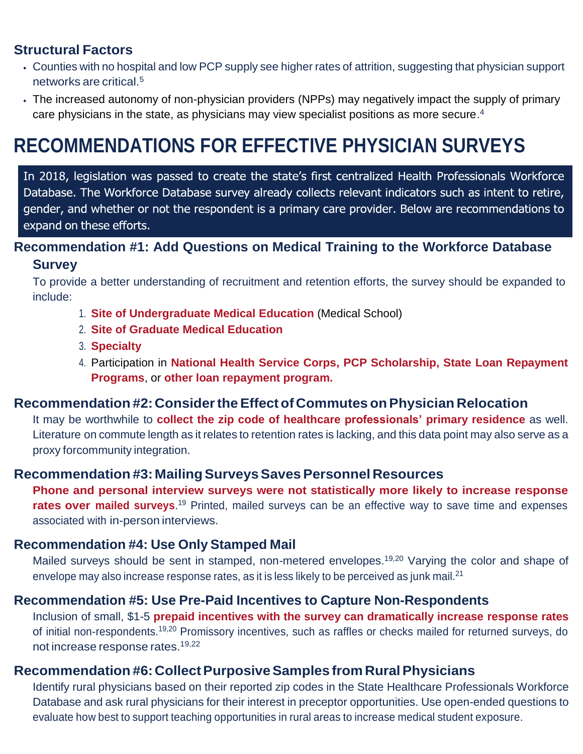### Structural Factors

- Counties with no hospital and low PCP supply see higher rates of attrition, suggesting that physician support networks are critical.[5]
- The increased autonomy of non-physician providers (NPPs) may negatively impact the supply of primary care physicians in the state, as physicians may view specialist positions as more secure.[4]

## RECOMMENDATIONS FOR EFFECTIVE PHYSICIAN SURVEYS

In 2018, legislation was passed to create the state's first centralized Health Professionals Workforce Database. The Workforce Database survey already collects relevant indicators such as intent to retire, gender, and whether or not the respondent is a primary care provider. Below are recommendations to expand on these efforts.

### Recommendation #1: Add Questions on Medical Training to the Workforce Database Survey

To provide a better understanding of recruitment and retention efforts, the survey should be expanded to include:

1. **Site of Undergraduate Medical Education** (Medical School)
2. **Site of Graduate Medical Education**
3. **Specialty**
4. Participation in **National Health Service Corps, PCP Scholarship, State Loan Repayment Programs**, or **other loan repayment program.**

### Recommendation #2: Consider the Effect of Commutes on Physician Relocation

It may be worthwhile to **collect the zip code of healthcare professionals' primary residence** as well. Literature on commute length as it relates to retention rates is lacking, and this data point may also serve as a proxy forcommunity integration.

### Recommendation #3: Mailing Surveys Saves Personnel Resources

**Phone and personal interview surveys were not statistically more likely to increase response rates over mailed surveys**.[19] Printed, mailed surveys can be an effective way to save time and expenses associated with in-person interviews.

### Recommendation #4: Use Only Stamped Mail

Mailed surveys should be sent in stamped, non-metered envelopes.[19,20] Varying the color and shape of envelope may also increase response rates, as it is less likely to be perceived as junk mail.[21]

### Recommendation #5: Use Pre-Paid Incentives to Capture Non-Respondents

Inclusion of small, $1-5 **prepaid incentives with the survey can dramatically increase response rates** of initial non-respondents.[19,20] Promissory incentives, such as raffles or checks mailed for returned surveys, do not increase response rates.[19,22]

### Recommendation #6: Collect Purposive Samples from Rural Physicians

Identify rural physicians based on their reported zip codes in the State Healthcare Professionals Workforce Database and ask rural physicians for their interest in preceptor opportunities. Use open-ended questions to evaluate how best to support teaching opportunities in rural areas to increase medical student exposure.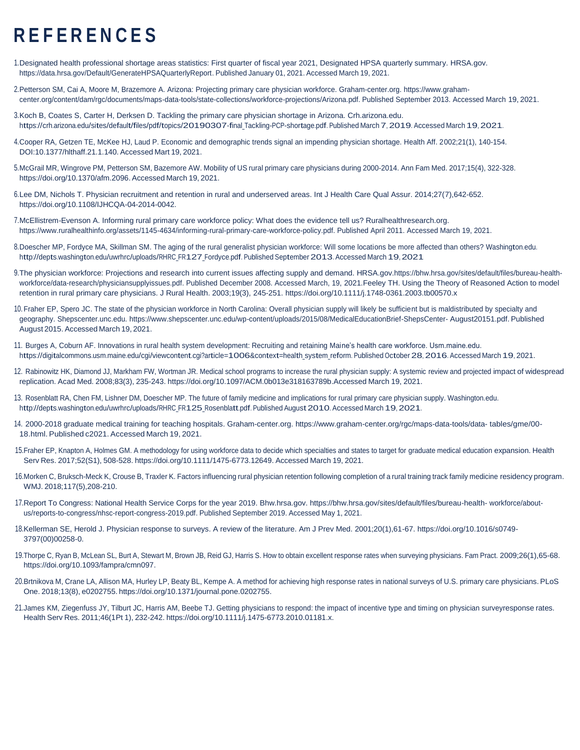# REFERENCES

1. Designated health professional shortage areas statistics: First quarter of fiscal year 2021, Designated HPSA quarterly summary. HRSA.gov. https://data.hrsa.gov/Default/GenerateHPSAQuarterlyReport. Published January 01, 2021. Accessed March 19, 2021.
2. Petterson SM, Cai A, Moore M, Brazemore A. Arizona: Projecting primary care physician workforce. Graham-center.org. https://www.graham-center.org/content/dam/rgc/documents/maps-data-tools/state-collections/workforce-projections/Arizona.pdf. Published September 2013. Accessed March 19, 2021.
3. Koch B, Coates S, Carter H, Derksen D. Tackling the primary care physician shortage in Arizona. Crh.arizona.edu. https://crh.arizona.edu/sites/default/files/pdf/topics/20190307-final_Tackling-PCP-shortage.pdf. Published March 7, 2019. Accessed March 19, 2021.
4. Cooper RA, Getzen TE, McKee HJ, Laud P. Economic and demographic trends signal an impending physician shortage. Health Aff. 2002;21(1), 140-154. DOI:10.1377/hlthaff.21.1.140. Accessed Mart 19, 2021.
5. McGrail MR, Wingrove PM, Petterson SM, Bazemore AW. Mobility of US rural primary care physicians during 2000-2014. Ann Fam Med. 2017;15(4), 322-328. https://doi.org/10.1370/afm.2096. Accessed March 19, 2021.
6. Lee DM, Nichols T. Physician recruitment and retention in rural and underserved areas. Int J Health Care Qual Assur. 2014;27(7),642-652. https://doi.org/10.1108/IJHCQA-04-2014-0042.
7. McEllistrem-Evenson A. Informing rural primary care workforce policy: What does the evidence tell us? Ruralhealthresearch.org. https://www.ruralhealthinfo.org/assets/1145-4634/informing-rural-primary-care-workforce-policy.pdf. Published April 2011. Accessed March 19, 2021.
8. Doescher MP, Fordyce MA, Skillman SM. The aging of the rural generalist physician workforce: Will some locations be more affected than others? Washington.edu. http://depts.washington.edu/uwrhrc/uploads/RHRC_FR127_Fordyce.pdf. Published September 2013. Accessed March 19, 2021
9. The physician workforce: Projections and research into current issues affecting supply and demand. HRSA.gov.https://bhw.hrsa.gov/sites/default/files/bureau-health-workforce/data-research/physiciansupplyissues.pdf. Published December 2008. Accessed March, 19, 2021.Feeley TH. Using the Theory of Reasoned Action to model retention in rural primary care physicians. J Rural Health. 2003;19(3), 245-251. https://doi.org/10.1111/j.1748-0361.2003.tb00570.x
10. Fraher EP, Spero JC. The state of the physician workforce in North Carolina: Overall physician supply will likely be sufficient but is maldistributed by specialty and geography. Shepscenter.unc.edu. https://www.shepscenter.unc.edu/wp-content/uploads/2015/08/MedicalEducationBrief-ShepsCenter- August20151.pdf. Published August 2015. Accessed March 19, 2021.
11. Burges A, Coburn AF. Innovations in rural health system development: Recruiting and retaining Maine's health care workforce. Usm.maine.edu. https://digitalcommons.usm.maine.edu/cgi/viewcontent.cgi?article=1006&context=health_system_reform. Published October 28, 2016. Accessed March 19, 2021.
12. Rabinowitz HK, Diamond JJ, Markham FW, Wortman JR. Medical school programs to increase the rural physician supply: A systemic review and projected impact of widespread replication. Acad Med. 2008;83(3), 235-243. https://doi.org/10.1097/ACM.0b013e318163789b.Accessed March 19, 2021.
13. Rosenblatt RA, Chen FM, Lishner DM, Doescher MP. The future of family medicine and implications for rural primary care physician supply. Washington.edu. http://depts.washington.edu/uwrhrc/uploads/RHRC_FR125_Rosenblatt.pdf. Published August 2010. Accessed March 19, 2021.
14. 2000-2018 graduate medical training for teaching hospitals. Graham-center.org. https://www.graham-center.org/rgc/maps-data-tools/data- tables/gme/00-18.html. Published c2021. Accessed March 19, 2021.
15. Fraher EP, Knapton A, Holmes GM. A methodology for using workforce data to decide which specialties and states to target for graduate medical education expansion. Health Serv Res. 2017;52(S1), 508-528. https://doi.org/10.1111/1475-6773.12649. Accessed March 19, 2021.
16. Morken C, Bruksch-Meck K, Crouse B, Traxler K. Factors influencing rural physician retention following completion of a rural training track family medicine residency program. WMJ. 2018;117(5),208-210.
17. Report To Congress: National Health Service Corps for the year 2019. Bhw.hrsa.gov. https://bhw.hrsa.gov/sites/default/files/bureau-health- workforce/about-us/reports-to-congress/nhsc-report-congress-2019.pdf. Published September 2019. Accessed May 1, 2021.
18. Kellerman SE, Herold J. Physician response to surveys. A review of the literature. Am J Prev Med. 2001;20(1),61-67. https://doi.org/10.1016/s0749-3797(00)00258-0.
19. Thorpe C, Ryan B, McLean SL, Burt A, Stewart M, Brown JB, Reid GJ, Harris S. How to obtain excellent response rates when surveying physicians. Fam Pract. 2009;26(1),65-68. https://doi.org/10.1093/fampra/cmn097.
20. Brtnikova M, Crane LA, Allison MA, Hurley LP, Beaty BL, Kempe A. A method for achieving high response rates in national surveys of U.S. primary care physicians. PLoS One. 2018;13(8), e0202755. https://doi.org/10.1371/journal.pone.0202755.
21. James KM, Ziegenfuss JY, Tilburt JC, Harris AM, Beebe TJ. Getting physicians to respond: the impact of incentive type and timing on physician surveyresponse rates. Health Serv Res. 2011;46(1Pt 1), 232-242. https://doi.org/10.1111/j.1475-6773.2010.01181.x.